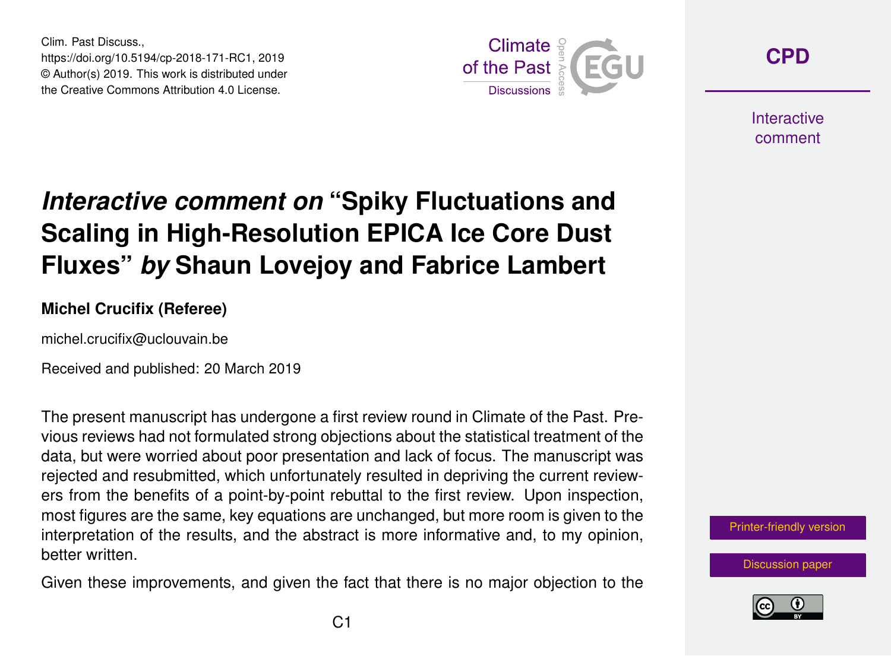Clim. Past Discuss.,
https://doi.org/10.5194/cp-2018-171-RC1, 2019
© Author(s) 2019. This work is distributed under
the Creative Commons Attribution 4.0 License.

# *Interactive comment on* "Spiky Fluctuations and Scaling in High-Resolution EPICA Ice Core Dust Fluxes" *by* Shaun Lovejoy and Fabrice Lambert

**Michel Crucifix (Referee)**

michel.crucifix@uclouvain.be

Received and published: 20 March 2019

The present manuscript has undergone a first review round in Climate of the Past. Previous reviews had not formulated strong objections about the statistical treatment of the data, but were worried about poor presentation and lack of focus. The manuscript was rejected and resubmitted, which unfortunately resulted in depriving the current reviewers from the benefits of a point-by-point rebuttal to the first review. Upon inspection, most figures are the same, key equations are unchanged, but more room is given to the interpretation of the results, and the abstract is more informative and, to my opinion, better written.

Given these improvements, and given the fact that there is no major objection to the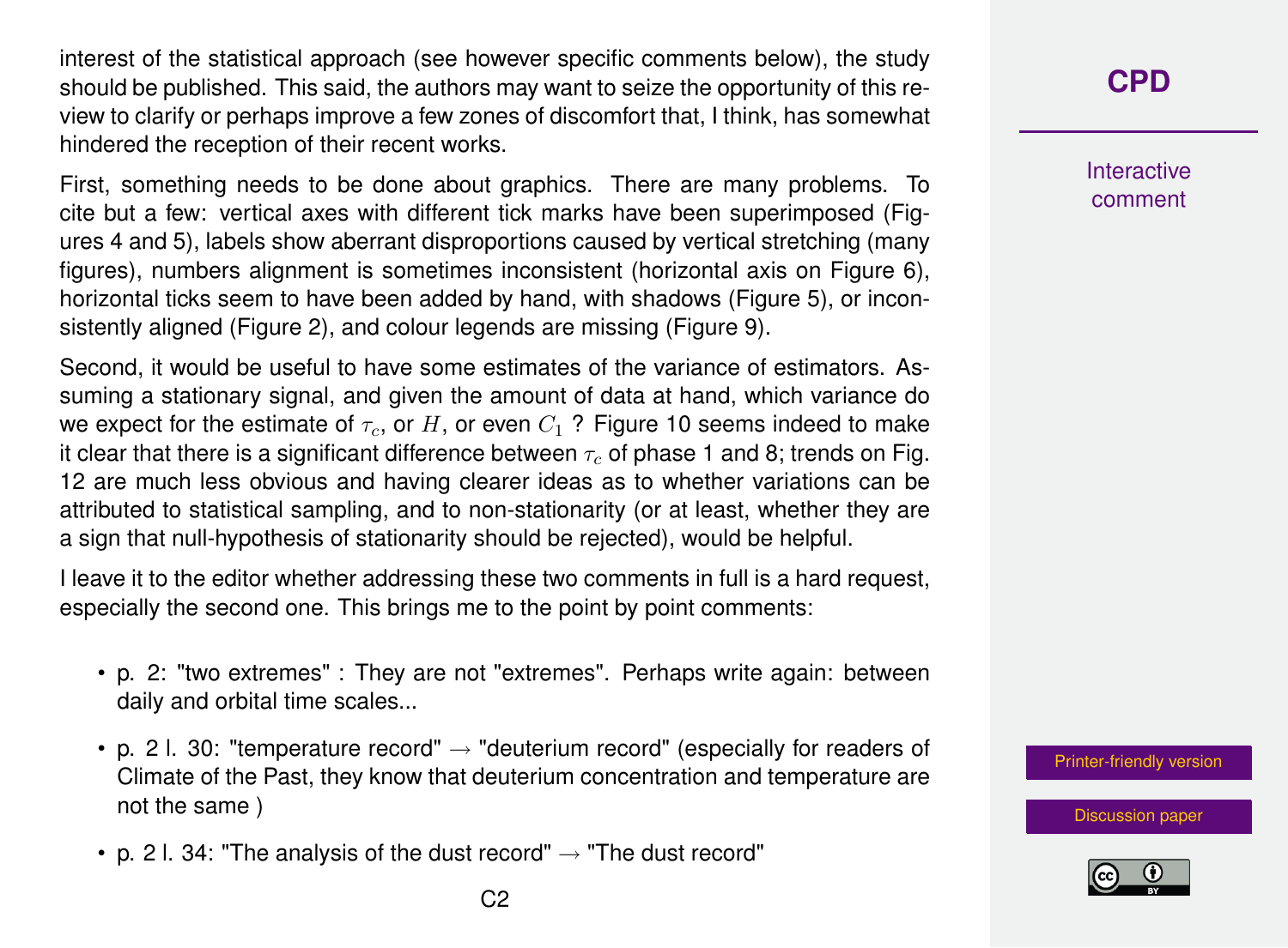interest of the statistical approach (see however specific comments below), the study should be published. This said, the authors may want to seize the opportunity of this review to clarify or perhaps improve a few zones of discomfort that, I think, has somewhat hindered the reception of their recent works.

First, something needs to be done about graphics. There are many problems. To cite but a few: vertical axes with different tick marks have been superimposed (Figures 4 and 5), labels show aberrant disproportions caused by vertical stretching (many figures), numbers alignment is sometimes inconsistent (horizontal axis on Figure 6), horizontal ticks seem to have been added by hand, with shadows (Figure 5), or inconsistently aligned (Figure 2), and colour legends are missing (Figure 9).

Second, it would be useful to have some estimates of the variance of estimators. Assuming a stationary signal, and given the amount of data at hand, which variance do we expect for the estimate of $\tau_c$, or $H$, or even $C_1$ ? Figure 10 seems indeed to make it clear that there is a significant difference between $\tau_c$ of phase 1 and 8; trends on Fig. 12 are much less obvious and having clearer ideas as to whether variations can be attributed to statistical sampling, and to non-stationarity (or at least, whether they are a sign that null-hypothesis of stationarity should be rejected), would be helpful.

I leave it to the editor whether addressing these two comments in full is a hard request, especially the second one. This brings me to the point by point comments:

- p. 2: "two extremes" : They are not "extremes". Perhaps write again: between daily and orbital time scales...
- p. 2 l. 30: "temperature record" → "deuterium record" (especially for readers of Climate of the Past, they know that deuterium concentration and temperature are not the same )
- p. 2 l. 34: "The analysis of the dust record" → "The dust record"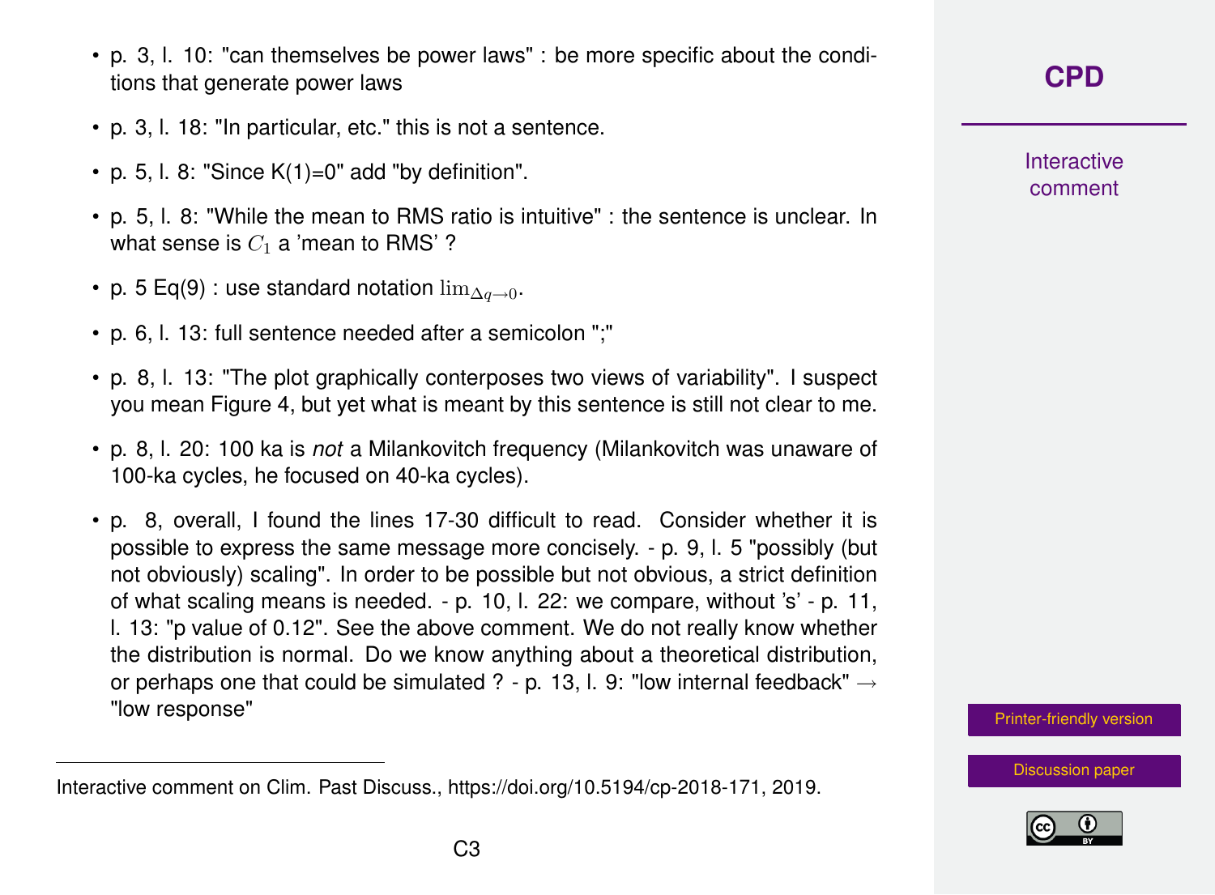- p. 3, l. 10: "can themselves be power laws" : be more specific about the conditions that generate power laws
- p. 3, l. 18: "In particular, etc." this is not a sentence.
- p. 5, l. 8: "Since K(1)=0" add "by definition".
- p. 5, l. 8: "While the mean to RMS ratio is intuitive" : the sentence is unclear. In what sense is $C_1$ a 'mean to RMS' ?
- p. 5 Eq(9) : use standard notation $\lim_{\Delta q \to 0}$.
- p. 6, l. 13: full sentence needed after a semicolon ";"
- p. 8, l. 13: "The plot graphically conterposes two views of variability". I suspect you mean Figure 4, but yet what is meant by this sentence is still not clear to me.
- p. 8, l. 20: 100 ka is *not* a Milankovitch frequency (Milankovitch was unaware of 100-ka cycles, he focused on 40-ka cycles).
- p. 8, overall, I found the lines 17-30 difficult to read. Consider whether it is possible to express the same message more concisely. - p. 9, l. 5 "possibly (but not obviously) scaling". In order to be possible but not obvious, a strict definition of what scaling means is needed. - p. 10, l. 22: we compare, without 's' - p. 11, l. 13: "p value of 0.12". See the above comment. We do not really know whether the distribution is normal. Do we know anything about a theoretical distribution, or perhaps one that could be simulated ? - p. 13, l. 9: "low internal feedback" → "low response"

Interactive comment on Clim. Past Discuss., https://doi.org/10.5194/cp-2018-171, 2019.